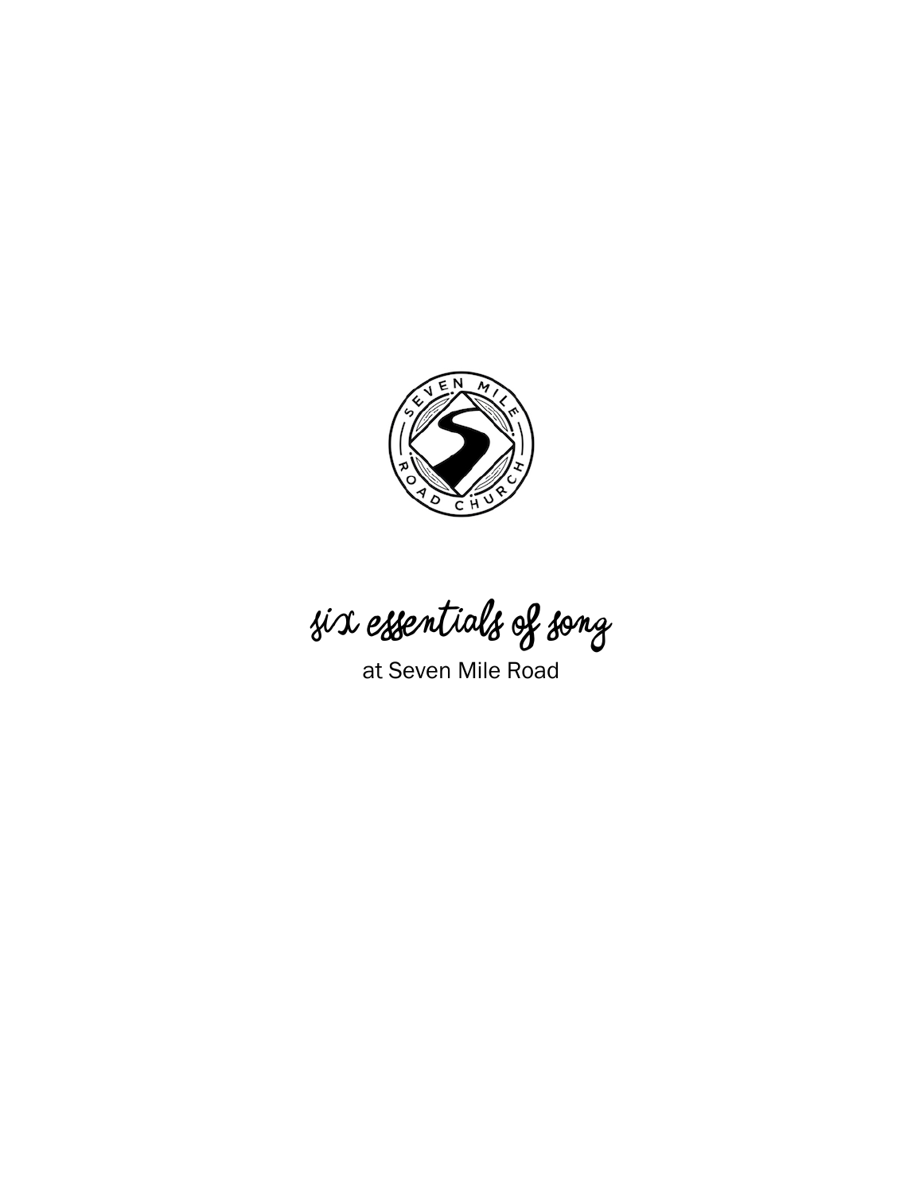# six essentials of song

at Seven Mile Road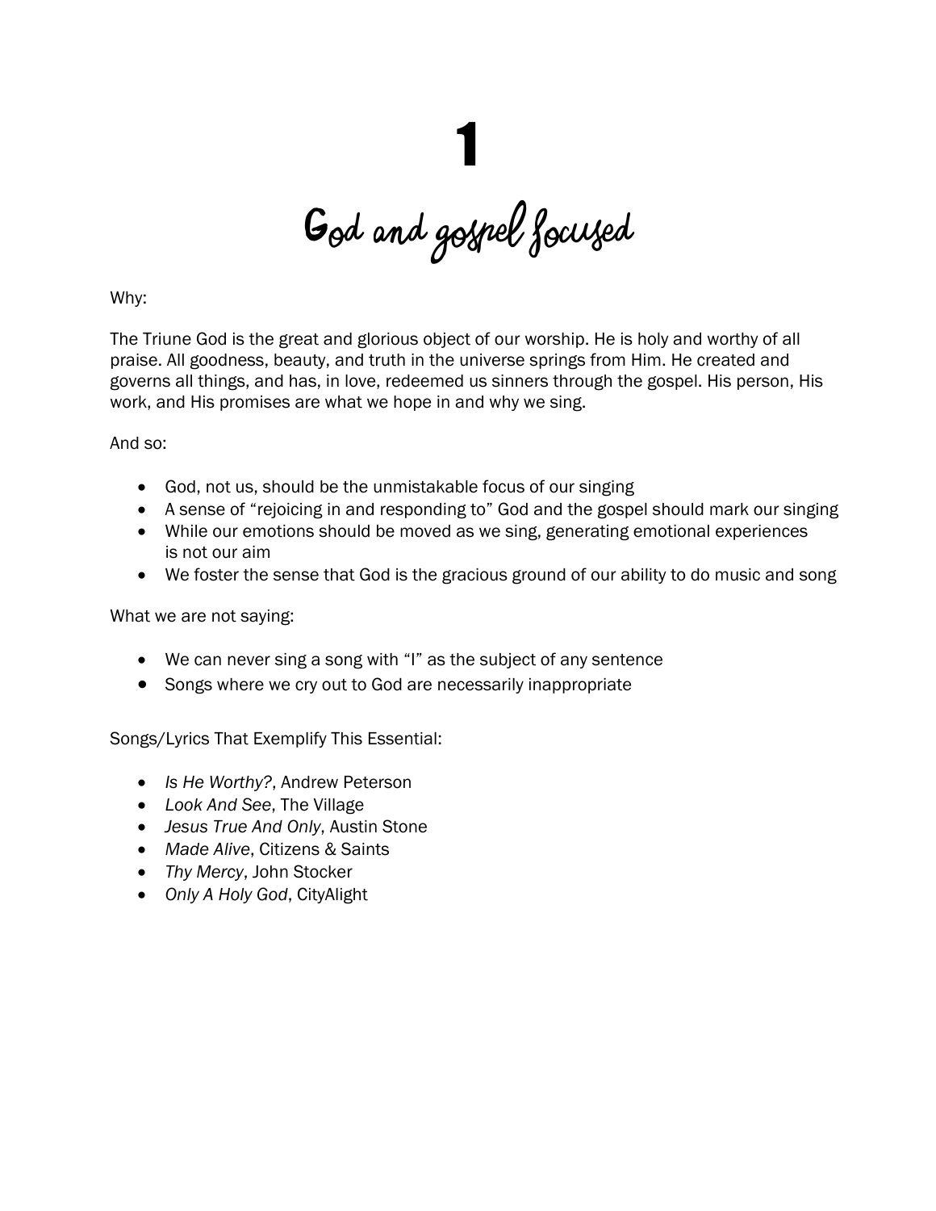# 1

## God and gospel focused

Why:

The Triune God is the great and glorious object of our worship. He is holy and worthy of all praise. All goodness, beauty, and truth in the universe springs from Him. He created and governs all things, and has, in love, redeemed us sinners through the gospel. His person, His work, and His promises are what we hope in and why we sing.

And so:

- God, not us, should be the unmistakable focus of our singing
- A sense of "rejoicing in and responding to" God and the gospel should mark our singing
- While our emotions should be moved as we sing, generating emotional experiences is not our aim
- We foster the sense that God is the gracious ground of our ability to do music and song

What we are not saying:

- We can never sing a song with "I" as the subject of any sentence
- Songs where we cry out to God are necessarily inappropriate

Songs/Lyrics That Exemplify This Essential:

- *Is He Worthy?*, Andrew Peterson
- *Look And See*, The Village
- *Jesus True And Only*, Austin Stone
- *Made Alive*, Citizens & Saints
- *Thy Mercy*, John Stocker
- *Only A Holy God*, CityAlight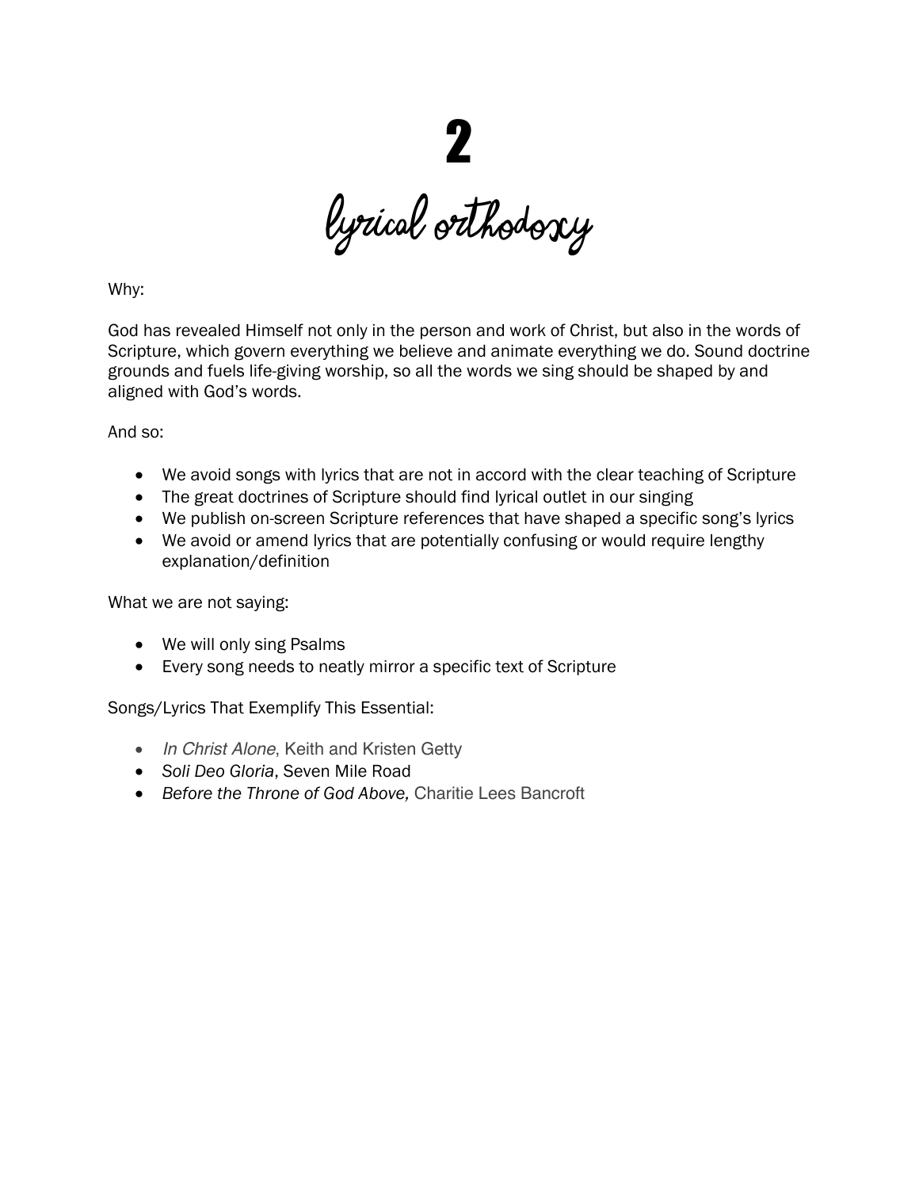# 2

## lyrical orthodoxy

Why:

God has revealed Himself not only in the person and work of Christ, but also in the words of Scripture, which govern everything we believe and animate everything we do. Sound doctrine grounds and fuels life-giving worship, so all the words we sing should be shaped by and aligned with God's words.

And so:

- We avoid songs with lyrics that are not in accord with the clear teaching of Scripture
- The great doctrines of Scripture should find lyrical outlet in our singing
- We publish on-screen Scripture references that have shaped a specific song's lyrics
- We avoid or amend lyrics that are potentially confusing or would require lengthy explanation/definition

What we are not saying:

- We will only sing Psalms
- Every song needs to neatly mirror a specific text of Scripture

Songs/Lyrics That Exemplify This Essential:

- *In Christ Alone*, Keith and Kristen Getty
- *Soli Deo Gloria*, Seven Mile Road
- *Before the Throne of God Above,* Charitie Lees Bancroft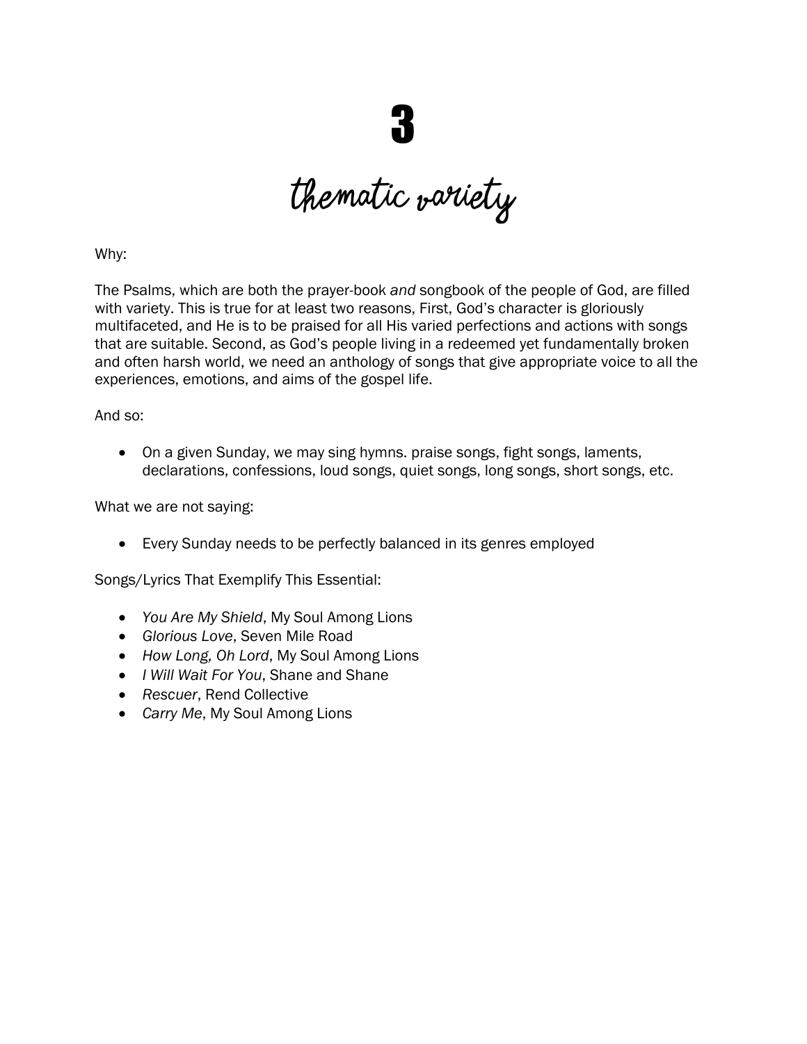# 3

## thematic variety

Why:

The Psalms, which are both the prayer-book *and* songbook of the people of God, are filled with variety. This is true for at least two reasons, First, God's character is gloriously multifaceted, and He is to be praised for all His varied perfections and actions with songs that are suitable. Second, as God's people living in a redeemed yet fundamentally broken and often harsh world, we need an anthology of songs that give appropriate voice to all the experiences, emotions, and aims of the gospel life.

And so:

- On a given Sunday, we may sing hymns. praise songs, fight songs, laments, declarations, confessions, loud songs, quiet songs, long songs, short songs, etc.

What we are not saying:

- Every Sunday needs to be perfectly balanced in its genres employed

Songs/Lyrics That Exemplify This Essential:

- *You Are My Shield*, My Soul Among Lions
- *Glorious Love*, Seven Mile Road
- *How Long, Oh Lord*, My Soul Among Lions
- *I Will Wait For You*, Shane and Shane
- *Rescuer*, Rend Collective
- *Carry Me*, My Soul Among Lions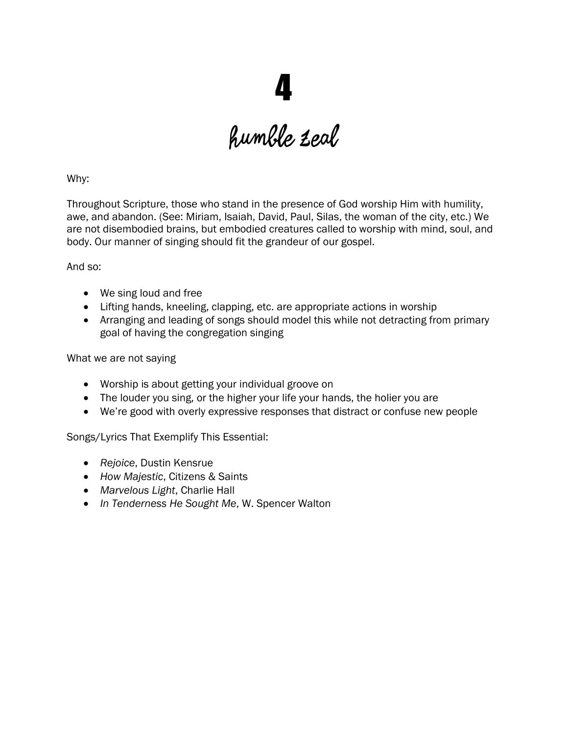# 4

## humble zeal

Why:

Throughout Scripture, those who stand in the presence of God worship Him with humility, awe, and abandon. (See: Miriam, Isaiah, David, Paul, Silas, the woman of the city, etc.) We are not disembodied brains, but embodied creatures called to worship with mind, soul, and body. Our manner of singing should fit the grandeur of our gospel.

And so:

- We sing loud and free
- Lifting hands, kneeling, clapping, etc. are appropriate actions in worship
- Arranging and leading of songs should model this while not detracting from primary goal of having the congregation singing

What we are not saying

- Worship is about getting your individual groove on
- The louder you sing, or the higher your life your hands, the holier you are
- We're good with overly expressive responses that distract or confuse new people

Songs/Lyrics That Exemplify This Essential:

- *Rejoice*, Dustin Kensrue
- *How Majestic*, Citizens & Saints
- *Marvelous Light*, Charlie Hall
- *In Tenderness He Sought Me*, W. Spencer Walton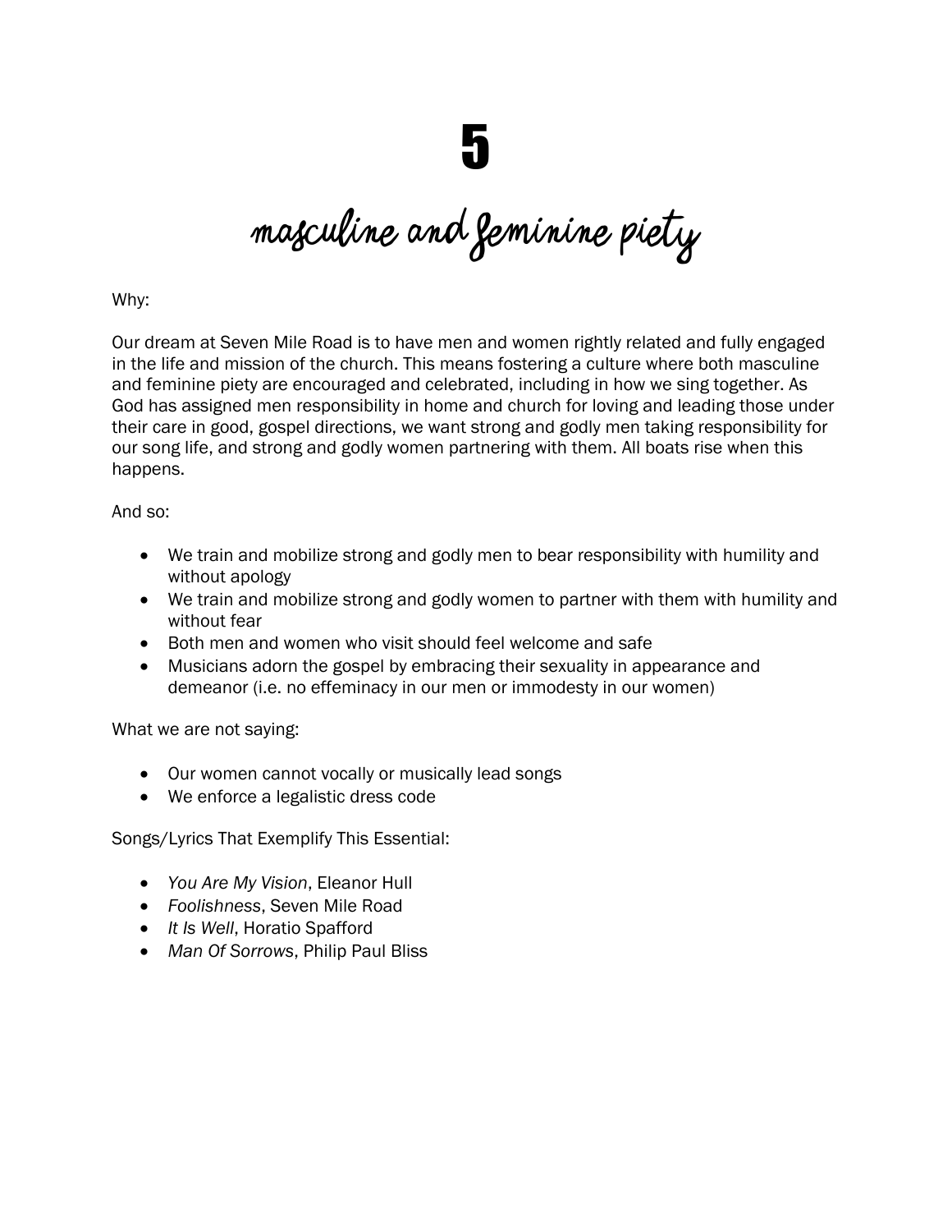# 5

## masculine and feminine piety

Why:

Our dream at Seven Mile Road is to have men and women rightly related and fully engaged in the life and mission of the church. This means fostering a culture where both masculine and feminine piety are encouraged and celebrated, including in how we sing together. As God has assigned men responsibility in home and church for loving and leading those under their care in good, gospel directions, we want strong and godly men taking responsibility for our song life, and strong and godly women partnering with them. All boats rise when this happens.

And so:

- We train and mobilize strong and godly men to bear responsibility with humility and without apology
- We train and mobilize strong and godly women to partner with them with humility and without fear
- Both men and women who visit should feel welcome and safe
- Musicians adorn the gospel by embracing their sexuality in appearance and demeanor (i.e. no effeminacy in our men or immodesty in our women)

What we are not saying:

- Our women cannot vocally or musically lead songs
- We enforce a legalistic dress code

Songs/Lyrics That Exemplify This Essential:

- *You Are My Vision*, Eleanor Hull
- *Foolishness*, Seven Mile Road
- *It Is Well*, Horatio Spafford
- *Man Of Sorrows*, Philip Paul Bliss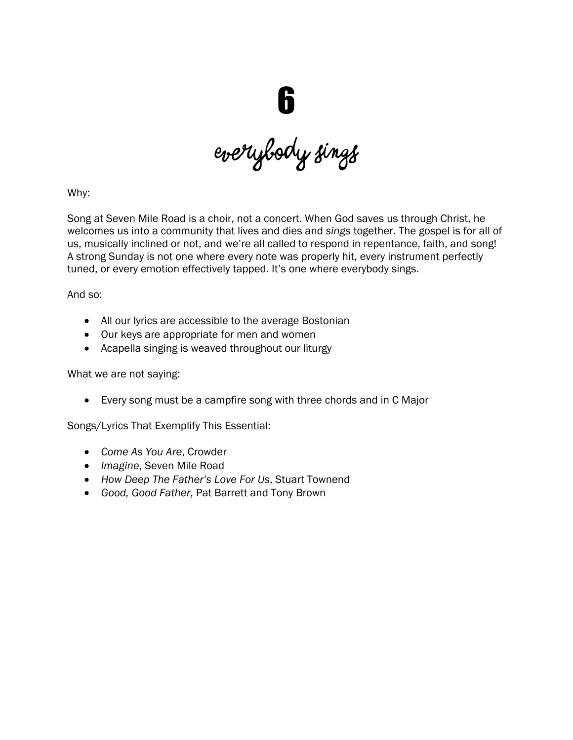# 6

## everybody sings

Why:

Song at Seven Mile Road is a choir, not a concert. When God saves us through Christ, he welcomes us into a community that lives and dies and *sings* together. The gospel is for all of us, musically inclined or not, and we're all called to respond in repentance, faith, and song! A strong Sunday is not one where every note was properly hit, every instrument perfectly tuned, or every emotion effectively tapped. It's one where everybody sings.

And so:

- All our lyrics are accessible to the average Bostonian
- Our keys are appropriate for men and women
- Acapella singing is weaved throughout our liturgy

What we are not saying:

- Every song must be a campfire song with three chords and in C Major

Songs/Lyrics That Exemplify This Essential:

- *Come As You Are*, Crowder
- *Imagine*, Seven Mile Road
- *How Deep The Father's Love For Us*, Stuart Townend
- *Good, Good Father*, Pat Barrett and Tony Brown